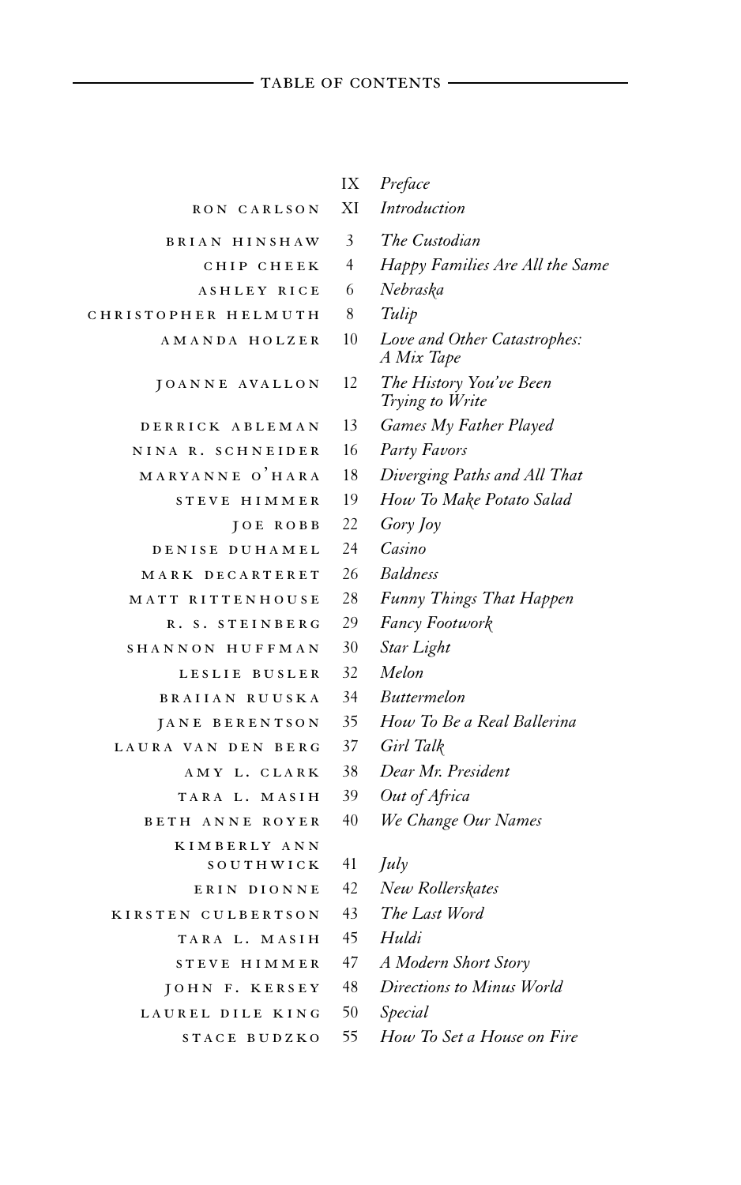## TABLE OF CONTENTS

| | | |
|---|---|---|
| | IX | *Preface* |
| RON CARLSON | XI | *Introduction* |
| BRIAN HINSHAW | 3 | *The Custodian* |
| CHIP CHEEK | 4 | *Happy Families Are All the Same* |
| ASHLEY RICE | 6 | *Nebraska* |
| CHRISTOPHER HELMUTH | 8 | *Tulip* |
| AMANDA HOLZER | 10 | *Love and Other Catastrophes: A Mix Tape* |
| JOANNE AVALLON | 12 | *The History You've Been Trying to Write* |
| DERRICK ABLEMAN | 13 | *Games My Father Played* |
| NINA R. SCHNEIDER | 16 | *Party Favors* |
| MARYANNE O'HARA | 18 | *Diverging Paths and All That* |
| STEVE HIMMER | 19 | *How To Make Potato Salad* |
| JOE ROBB | 22 | *Gory Joy* |
| DENISE DUHAMEL | 24 | *Casino* |
| MARK DECARTERET | 26 | *Baldness* |
| MATT RITTENHOUSE | 28 | *Funny Things That Happen* |
| R. S. STEINBERG | 29 | *Fancy Footwork* |
| SHANNON HUFFMAN | 30 | *Star Light* |
| LESLIE BUSLER | 32 | *Melon* |
| BRAIIAN RUUSKA | 34 | *Buttermelon* |
| JANE BERENTSON | 35 | *How To Be a Real Ballerina* |
| LAURA VAN DEN BERG | 37 | *Girl Talk* |
| AMY L. CLARK | 38 | *Dear Mr. President* |
| TARA L. MASIH | 39 | *Out of Africa* |
| BETH ANNE ROYER | 40 | *We Change Our Names* |
| KIMBERLY ANN SOUTHWICK | 41 | *July* |
| ERIN DIONNE | 42 | *New Rollerskates* |
| KIRSTEN CULBERTSON | 43 | *The Last Word* |
| TARA L. MASIH | 45 | *Huldi* |
| STEVE HIMMER | 47 | *A Modern Short Story* |
| JOHN F. KERSEY | 48 | *Directions to Minus World* |
| LAUREL DILE KING | 50 | *Special* |
| STACE BUDZKO | 55 | *How To Set a House on Fire* |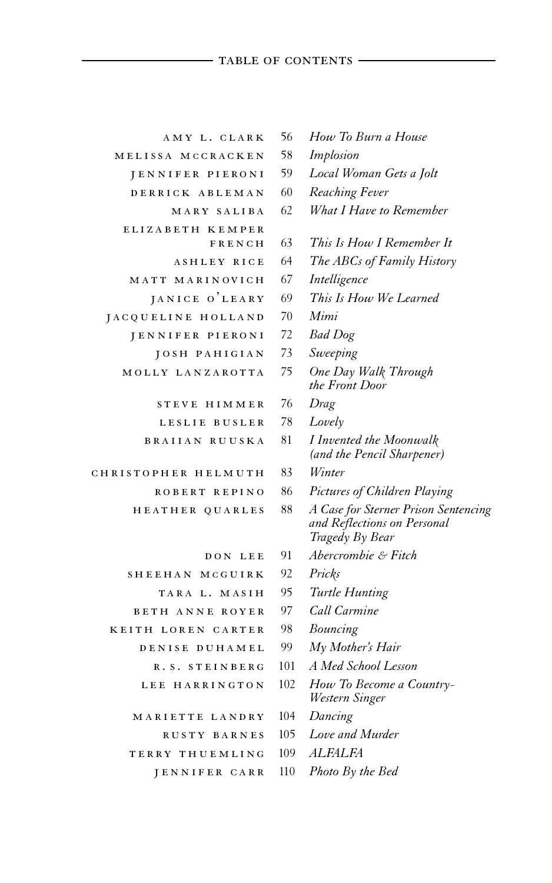## TABLE OF CONTENTS

| Author | Page | Title |
|---|---|---|
| AMY L. CLARK | 56 | *How To Burn a House* |
| MELISSA MCCRACKEN | 58 | *Implosion* |
| JENNIFER PIERONI | 59 | *Local Woman Gets a Jolt* |
| DERRICK ABLEMAN | 60 | *Reaching Fever* |
| MARY SALIBA | 62 | *What I Have to Remember* |
| ELIZABETH KEMPER FRENCH | 63 | *This Is How I Remember It* |
| ASHLEY RICE | 64 | *The ABCs of Family History* |
| MATT MARINOVICH | 67 | *Intelligence* |
| JANICE O'LEARY | 69 | *This Is How We Learned* |
| JACQUELINE HOLLAND | 70 | *Mimi* |
| JENNIFER PIERONI | 72 | *Bad Dog* |
| JOSH PAHIGIAN | 73 | *Sweeping* |
| MOLLY LANZAROTTA | 75 | *One Day Walk Through the Front Door* |
| STEVE HIMMER | 76 | *Drag* |
| LESLIE BUSLER | 78 | *Lovely* |
| BRAIIAN RUUSKA | 81 | *I Invented the Moonwalk (and the Pencil Sharpener)* |
| CHRISTOPHER HELMUTH | 83 | *Winter* |
| ROBERT REPINO | 86 | *Pictures of Children Playing* |
| HEATHER QUARLES | 88 | *A Case for Sterner Prison Sentencing and Reflections on Personal Tragedy By Bear* |
| DON LEE | 91 | *Abercrombie & Fitch* |
| SHEEHAN MCGUIRK | 92 | *Pricks* |
| TARA L. MASIH | 95 | *Turtle Hunting* |
| BETH ANNE ROYER | 97 | *Call Carmine* |
| KEITH LOREN CARTER | 98 | *Bouncing* |
| DENISE DUHAMEL | 99 | *My Mother's Hair* |
| R. S. STEINBERG | 101 | *A Med School Lesson* |
| LEE HARRINGTON | 102 | *How To Become a Country-Western Singer* |
| MARIETTE LANDRY | 104 | *Dancing* |
| RUSTY BARNES | 105 | *Love and Murder* |
| TERRY THUEMLING | 109 | *ALFALFA* |
| JENNIFER CARR | 110 | *Photo By the Bed* |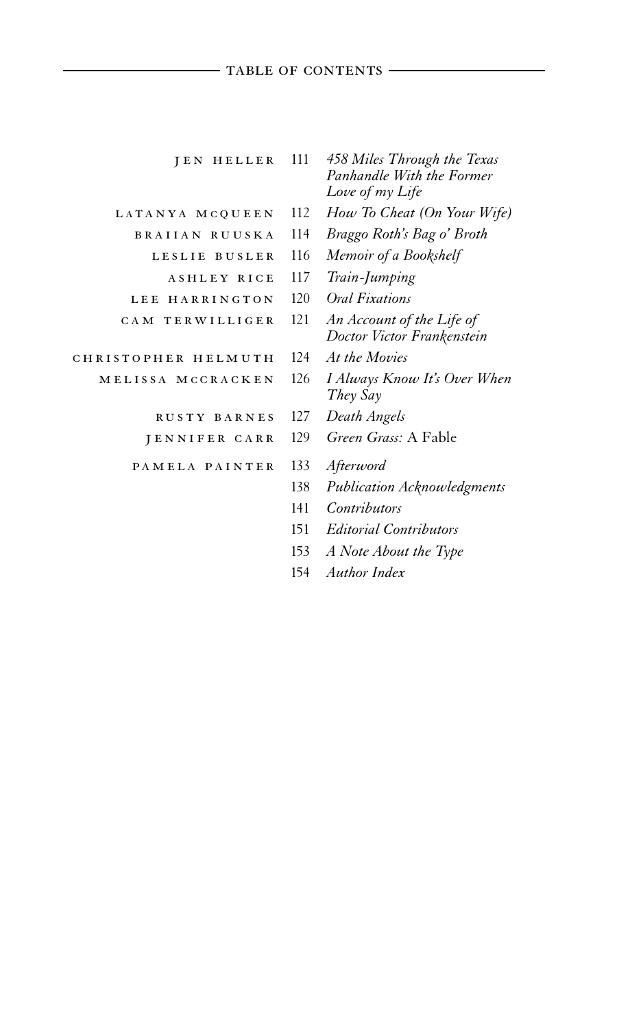## TABLE OF CONTENTS

| | | |
|---|---|---|
| JEN HELLER | 111 | *458 Miles Through the Texas Panhandle With the Former Love of my Life* |
| LATANYA MCQUEEN | 112 | *How To Cheat (On Your Wife)* |
| BRAIIAN RUUSKA | 114 | *Braggo Roth's Bag o' Broth* |
| LESLIE BUSLER | 116 | *Memoir of a Bookshelf* |
| ASHLEY RICE | 117 | *Train-Jumping* |
| LEE HARRINGTON | 120 | *Oral Fixations* |
| CAM TERWILLIGER | 121 | *An Account of the Life of Doctor Victor Frankenstein* |
| CHRISTOPHER HELMUTH | 124 | *At the Movies* |
| MELISSA MCCRACKEN | 126 | *I Always Know It's Over When They Say* |
| RUSTY BARNES | 127 | *Death Angels* |
| JENNIFER CARR | 129 | *Green Grass:* A Fable |
| PAMELA PAINTER | 133 | *Afterword* |
| | 138 | *Publication Acknowledgments* |
| | 141 | *Contributors* |
| | 151 | *Editorial Contributors* |
| | 153 | *A Note About the Type* |
| | 154 | *Author Index* |